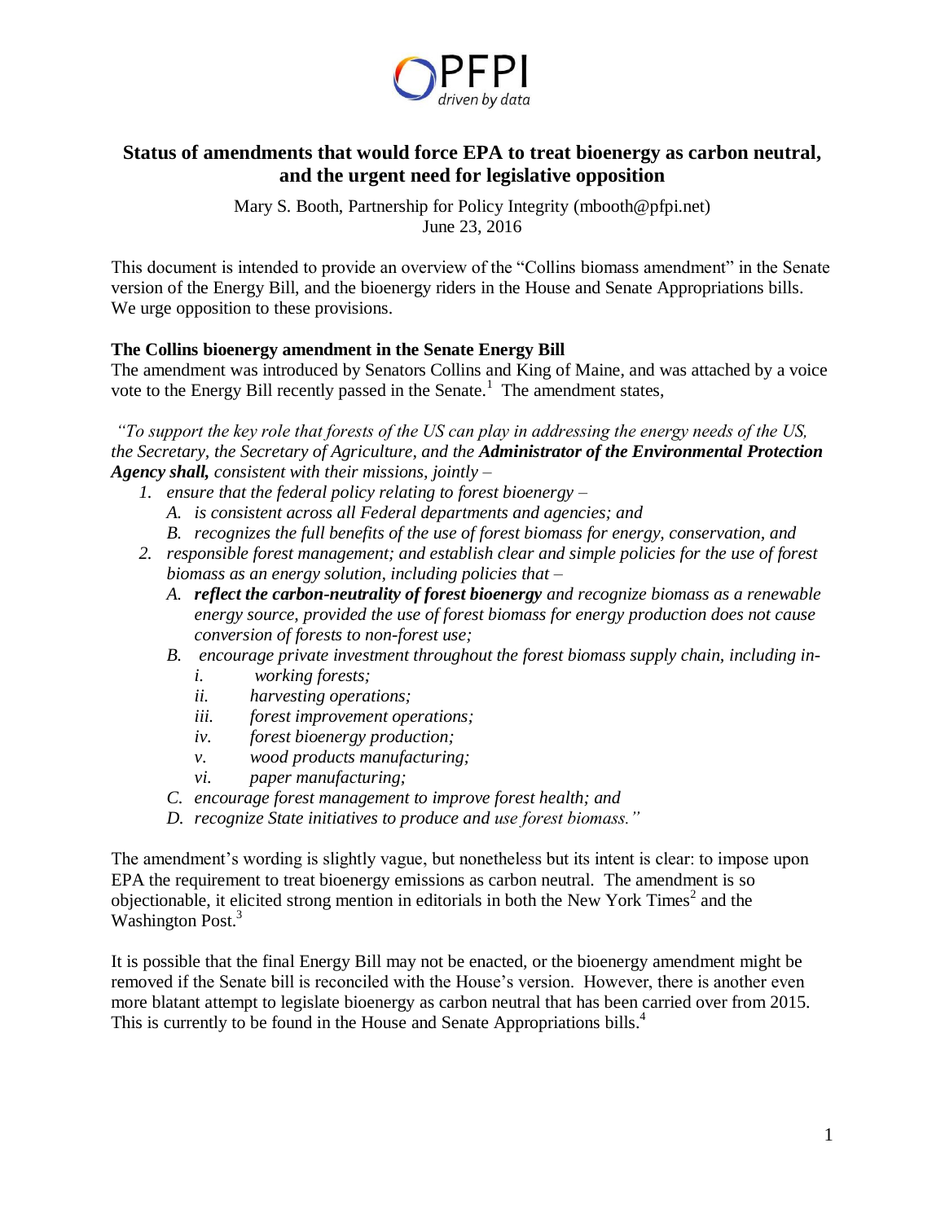PFPI
*driven by data*

# Status of amendments that would force EPA to treat bioenergy as carbon neutral, and the urgent need for legislative opposition

Mary S. Booth, Partnership for Policy Integrity (mbooth@pfpi.net)
June 23, 2016

This document is intended to provide an overview of the "Collins biomass amendment" in the Senate version of the Energy Bill, and the bioenergy riders in the House and Senate Appropriations bills. We urge opposition to these provisions.

**The Collins bioenergy amendment in the Senate Energy Bill**

The amendment was introduced by Senators Collins and King of Maine, and was attached by a voice vote to the Energy Bill recently passed in the Senate.[1] The amendment states,

*"To support the key role that forests of the US can play in addressing the energy needs of the US, the Secretary, the Secretary of Agriculture, and the* ***Administrator of the Environmental Protection Agency shall,*** *consistent with their missions, jointly –*

1. *ensure that the federal policy relating to forest bioenergy –*
   - A. *is consistent across all Federal departments and agencies; and*
   - B. *recognizes the full benefits of the use of forest biomass for energy, conservation, and*
2. *responsible forest management; and establish clear and simple policies for the use of forest biomass as an energy solution, including policies that –*
   - A. ***reflect the carbon-neutrality of forest bioenergy*** *and recognize biomass as a renewable energy source, provided the use of forest biomass for energy production does not cause conversion of forests to non-forest use;*
   - B. *encourage private investment throughout the forest biomass supply chain, including in-*
     - i. *working forests;*
     - ii. *harvesting operations;*
     - iii. *forest improvement operations;*
     - iv. *forest bioenergy production;*
     - v. *wood products manufacturing;*
     - vi. *paper manufacturing;*
   - C. *encourage forest management to improve forest health; and*
   - D. *recognize State initiatives to produce and use forest biomass."*

The amendment's wording is slightly vague, but nonetheless but its intent is clear: to impose upon EPA the requirement to treat bioenergy emissions as carbon neutral. The amendment is so objectionable, it elicited strong mention in editorials in both the New York Times[2] and the Washington Post.[3]

It is possible that the final Energy Bill may not be enacted, or the bioenergy amendment might be removed if the Senate bill is reconciled with the House's version. However, there is another even more blatant attempt to legislate bioenergy as carbon neutral that has been carried over from 2015. This is currently to be found in the House and Senate Appropriations bills.[4]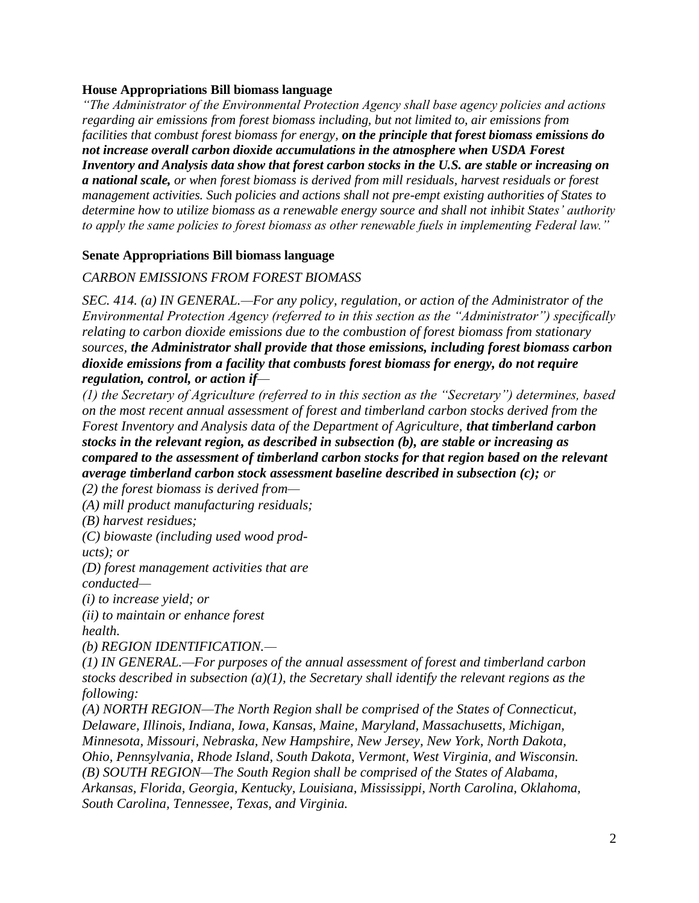**House Appropriations Bill biomass language**

*"The Administrator of the Environmental Protection Agency shall base agency policies and actions regarding air emissions from forest biomass including, but not limited to, air emissions from facilities that combust forest biomass for energy, **on the principle that forest biomass emissions do not increase overall carbon dioxide accumulations in the atmosphere when USDA Forest Inventory and Analysis data show that forest carbon stocks in the U.S. are stable or increasing on a national scale,** or when forest biomass is derived from mill residuals, harvest residuals or forest management activities. Such policies and actions shall not pre-empt existing authorities of States to determine how to utilize biomass as a renewable energy source and shall not inhibit States' authority to apply the same policies to forest biomass as other renewable fuels in implementing Federal law."*

**Senate Appropriations Bill biomass language**

*CARBON EMISSIONS FROM FOREST BIOMASS*

*SEC. 414. (a) IN GENERAL.—For any policy, regulation, or action of the Administrator of the Environmental Protection Agency (referred to in this section as the "Administrator") specifically relating to carbon dioxide emissions due to the combustion of forest biomass from stationary sources, **the Administrator shall provide that those emissions, including forest biomass carbon dioxide emissions from a facility that combusts forest biomass for energy, do not require regulation, control, or action if**—*

*(1) the Secretary of Agriculture (referred to in this section as the "Secretary") determines, based on the most recent annual assessment of forest and timberland carbon stocks derived from the Forest Inventory and Analysis data of the Department of Agriculture, **that timberland carbon stocks in the relevant region, as described in subsection (b), are stable or increasing as compared to the assessment of timberland carbon stocks for that region based on the relevant average timberland carbon stock assessment baseline described in subsection (c);** or*

*(2) the forest biomass is derived from—*

*(A) mill product manufacturing residuals;*

*(B) harvest residues;*

*(C) biowaste (including used wood products); or*

*(D) forest management activities that are conducted—*

*(i) to increase yield; or*

*(ii) to maintain or enhance forest health.*

*(b) REGION IDENTIFICATION.—*

*(1) IN GENERAL.—For purposes of the annual assessment of forest and timberland carbon stocks described in subsection (a)(1), the Secretary shall identify the relevant regions as the following:*

*(A) NORTH REGION—The North Region shall be comprised of the States of Connecticut, Delaware, Illinois, Indiana, Iowa, Kansas, Maine, Maryland, Massachusetts, Michigan, Minnesota, Missouri, Nebraska, New Hampshire, New Jersey, New York, North Dakota, Ohio, Pennsylvania, Rhode Island, South Dakota, Vermont, West Virginia, and Wisconsin.*

*(B) SOUTH REGION—The South Region shall be comprised of the States of Alabama, Arkansas, Florida, Georgia, Kentucky, Louisiana, Mississippi, North Carolina, Oklahoma, South Carolina, Tennessee, Texas, and Virginia.*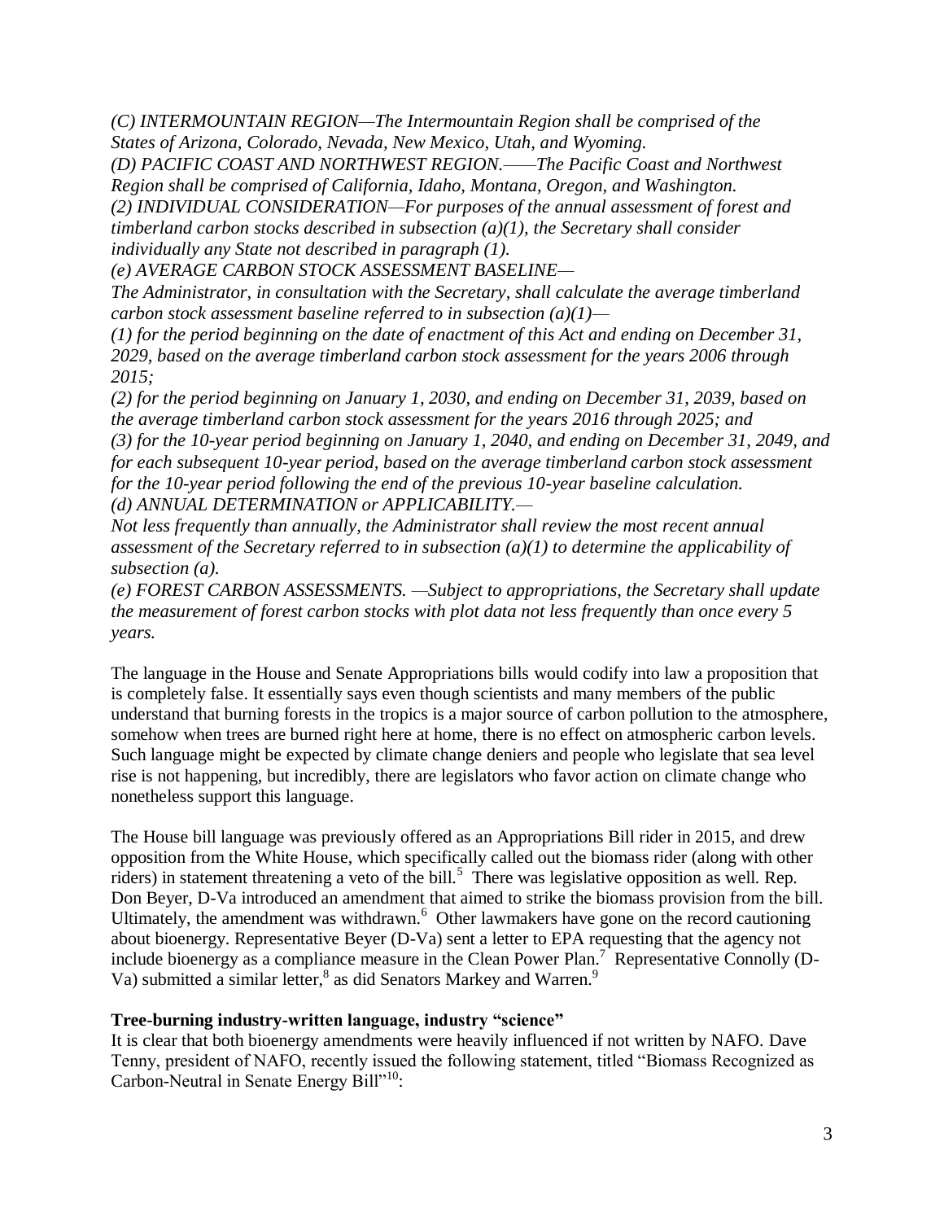*(C) INTERMOUNTAIN REGION—The Intermountain Region shall be comprised of the States of Arizona, Colorado, Nevada, New Mexico, Utah, and Wyoming.*
*(D) PACIFIC COAST AND NORTHWEST REGION.——The Pacific Coast and Northwest Region shall be comprised of California, Idaho, Montana, Oregon, and Washington.*
*(2) INDIVIDUAL CONSIDERATION—For purposes of the annual assessment of forest and timberland carbon stocks described in subsection (a)(1), the Secretary shall consider individually any State not described in paragraph (1).*
*(e) AVERAGE CARBON STOCK ASSESSMENT BASELINE—*
*The Administrator, in consultation with the Secretary, shall calculate the average timberland carbon stock assessment baseline referred to in subsection (a)(1)—*
*(1) for the period beginning on the date of enactment of this Act and ending on December 31, 2029, based on the average timberland carbon stock assessment for the years 2006 through 2015;*
*(2) for the period beginning on January 1, 2030, and ending on December 31, 2039, based on the average timberland carbon stock assessment for the years 2016 through 2025; and*
*(3) for the 10-year period beginning on January 1, 2040, and ending on December 31, 2049, and for each subsequent 10-year period, based on the average timberland carbon stock assessment for the 10-year period following the end of the previous 10-year baseline calculation.*
*(d) ANNUAL DETERMINATION or APPLICABILITY.—*
*Not less frequently than annually, the Administrator shall review the most recent annual assessment of the Secretary referred to in subsection (a)(1) to determine the applicability of subsection (a).*
*(e) FOREST CARBON ASSESSMENTS. —Subject to appropriations, the Secretary shall update the measurement of forest carbon stocks with plot data not less frequently than once every 5 years.*

The language in the House and Senate Appropriations bills would codify into law a proposition that is completely false. It essentially says even though scientists and many members of the public understand that burning forests in the tropics is a major source of carbon pollution to the atmosphere, somehow when trees are burned right here at home, there is no effect on atmospheric carbon levels. Such language might be expected by climate change deniers and people who legislate that sea level rise is not happening, but incredibly, there are legislators who favor action on climate change who nonetheless support this language.

The House bill language was previously offered as an Appropriations Bill rider in 2015, and drew opposition from the White House, which specifically called out the biomass rider (along with other riders) in statement threatening a veto of the bill.[5] There was legislative opposition as well. Rep. Don Beyer, D-Va introduced an amendment that aimed to strike the biomass provision from the bill. Ultimately, the amendment was withdrawn.[6] Other lawmakers have gone on the record cautioning about bioenergy. Representative Beyer (D-Va) sent a letter to EPA requesting that the agency not include bioenergy as a compliance measure in the Clean Power Plan.[7] Representative Connolly (D-Va) submitted a similar letter,[8] as did Senators Markey and Warren.[9]

**Tree-burning industry-written language, industry "science"**

It is clear that both bioenergy amendments were heavily influenced if not written by NAFO. Dave Tenny, president of NAFO, recently issued the following statement, titled "Biomass Recognized as Carbon-Neutral in Senate Energy Bill"[10]: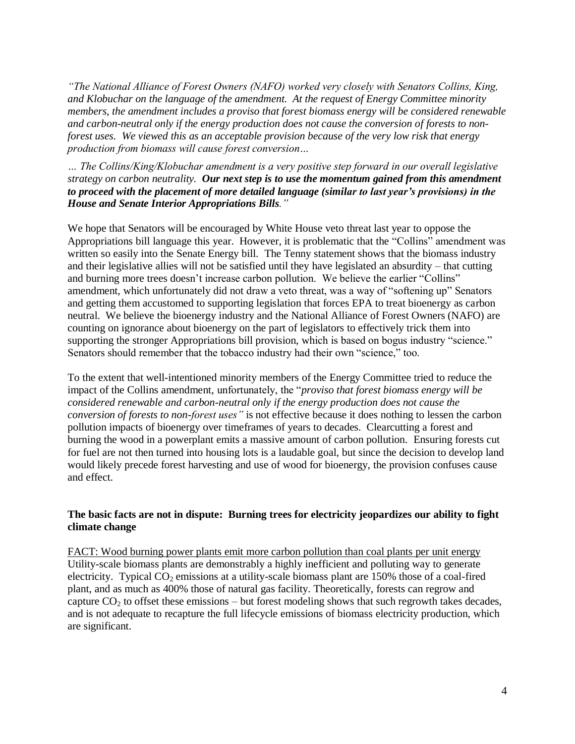*"The National Alliance of Forest Owners (NAFO) worked very closely with Senators Collins, King, and Klobuchar on the language of the amendment. At the request of Energy Committee minority members, the amendment includes a proviso that forest biomass energy will be considered renewable and carbon-neutral only if the energy production does not cause the conversion of forests to non-forest uses. We viewed this as an acceptable provision because of the very low risk that energy production from biomass will cause forest conversion…*

*… The Collins/King/Klobuchar amendment is a very positive step forward in our overall legislative strategy on carbon neutrality.* ***Our next step is to use the momentum gained from this amendment to proceed with the placement of more detailed language (similar to last year's provisions) in the House and Senate Interior Appropriations Bills****."*

We hope that Senators will be encouraged by White House veto threat last year to oppose the Appropriations bill language this year. However, it is problematic that the "Collins" amendment was written so easily into the Senate Energy bill. The Tenny statement shows that the biomass industry and their legislative allies will not be satisfied until they have legislated an absurdity – that cutting and burning more trees doesn't increase carbon pollution. We believe the earlier "Collins" amendment, which unfortunately did not draw a veto threat, was a way of "softening up" Senators and getting them accustomed to supporting legislation that forces EPA to treat bioenergy as carbon neutral. We believe the bioenergy industry and the National Alliance of Forest Owners (NAFO) are counting on ignorance about bioenergy on the part of legislators to effectively trick them into supporting the stronger Appropriations bill provision, which is based on bogus industry "science." Senators should remember that the tobacco industry had their own "science," too.

To the extent that well-intentioned minority members of the Energy Committee tried to reduce the impact of the Collins amendment, unfortunately, the "*proviso that forest biomass energy will be considered renewable and carbon-neutral only if the energy production does not cause the conversion of forests to non-forest uses"* is not effective because it does nothing to lessen the carbon pollution impacts of bioenergy over timeframes of years to decades. Clearcutting a forest and burning the wood in a powerplant emits a massive amount of carbon pollution. Ensuring forests cut for fuel are not then turned into housing lots is a laudable goal, but since the decision to develop land would likely precede forest harvesting and use of wood for bioenergy, the provision confuses cause and effect.

### The basic facts are not in dispute: Burning trees for electricity jeopardizes our ability to fight climate change

<u>FACT: Wood burning power plants emit more carbon pollution than coal plants per unit energy</u>
Utility-scale biomass plants are demonstrably a highly inefficient and polluting way to generate electricity. Typical $CO_2$ emissions at a utility-scale biomass plant are 150% those of a coal-fired plant, and as much as 400% those of natural gas facility. Theoretically, forests can regrow and capture $CO_2$ to offset these emissions – but forest modeling shows that such regrowth takes decades, and is not adequate to recapture the full lifecycle emissions of biomass electricity production, which are significant.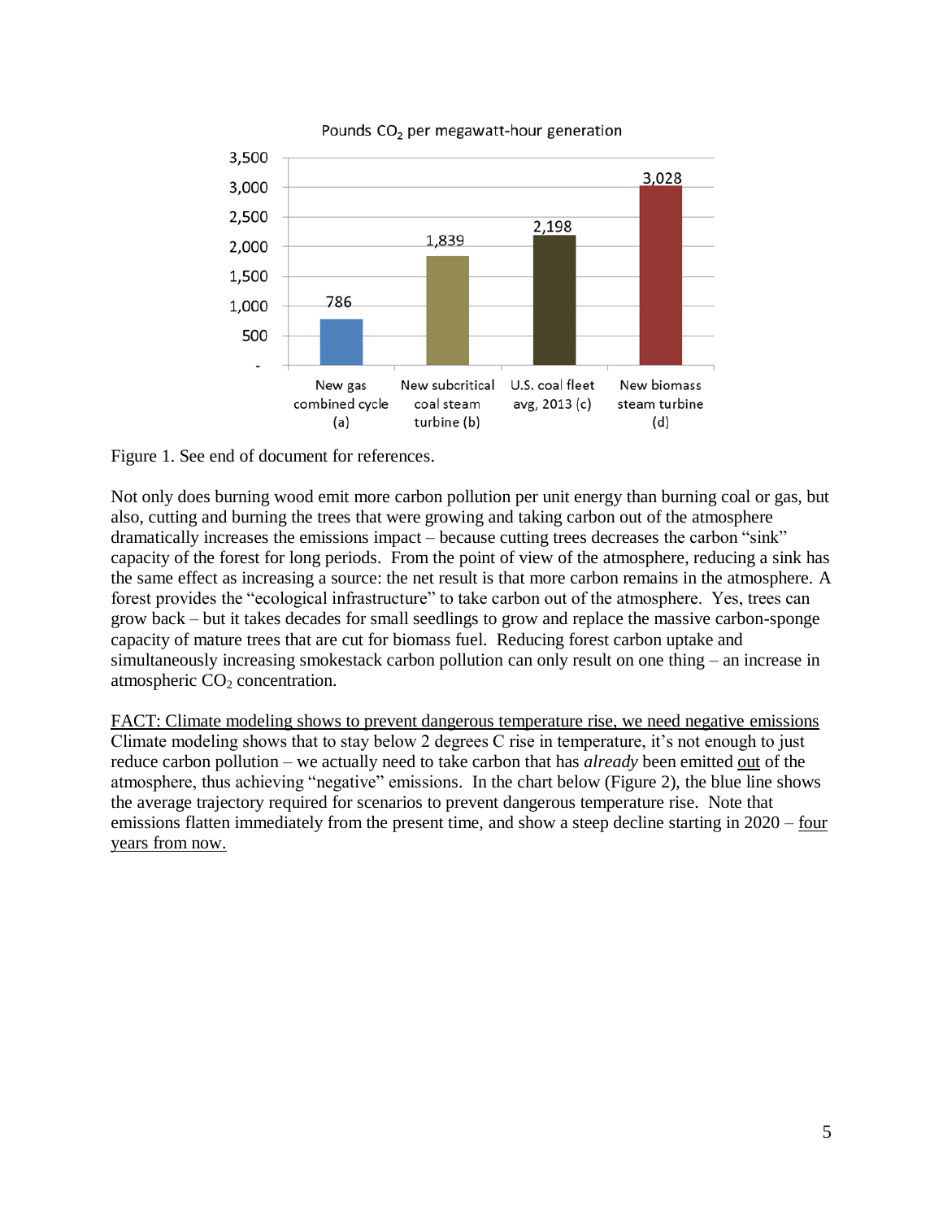Pounds $CO_2$ per megawatt-hour generation

| New gas combined cycle (a) | New subcritical coal steam turbine (b) | U.S. coal fleet avg, 2013 (c) | New biomass steam turbine (d) |
|---|---|---|---|
| 786 | 1,839 | 2,198 | 3,028 |

Figure 1. See end of document for references.

Not only does burning wood emit more carbon pollution per unit energy than burning coal or gas, but also, cutting and burning the trees that were growing and taking carbon out of the atmosphere dramatically increases the emissions impact – because cutting trees decreases the carbon "sink" capacity of the forest for long periods. From the point of view of the atmosphere, reducing a sink has the same effect as increasing a source: the net result is that more carbon remains in the atmosphere. A forest provides the "ecological infrastructure" to take carbon out of the atmosphere. Yes, trees can grow back – but it takes decades for small seedlings to grow and replace the massive carbon-sponge capacity of mature trees that are cut for biomass fuel. Reducing forest carbon uptake and simultaneously increasing smokestack carbon pollution can only result on one thing – an increase in atmospheric $CO_2$ concentration.

FACT: Climate modeling shows to prevent dangerous temperature rise, we need negative emissions

Climate modeling shows that to stay below 2 degrees C rise in temperature, it's not enough to just reduce carbon pollution – we actually need to take carbon that has *already* been emitted out of the atmosphere, thus achieving "negative" emissions. In the chart below (Figure 2), the blue line shows the average trajectory required for scenarios to prevent dangerous temperature rise. Note that emissions flatten immediately from the present time, and show a steep decline starting in 2020 – four years from now.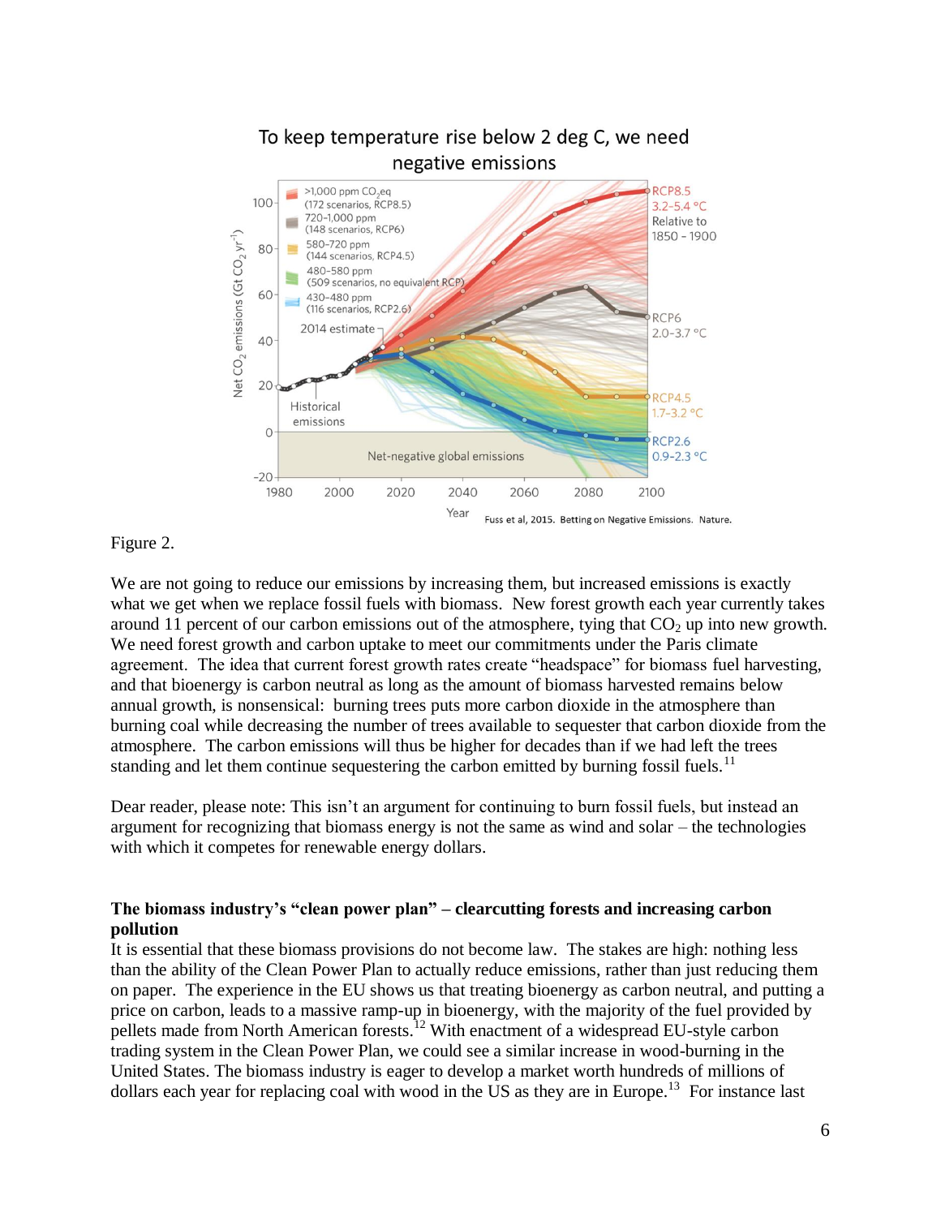Figure 2.

We are not going to reduce our emissions by increasing them, but increased emissions is exactly what we get when we replace fossil fuels with biomass. New forest growth each year currently takes around 11 percent of our carbon emissions out of the atmosphere, tying that $CO_2$ up into new growth. We need forest growth and carbon uptake to meet our commitments under the Paris climate agreement. The idea that current forest growth rates create "headspace" for biomass fuel harvesting, and that bioenergy is carbon neutral as long as the amount of biomass harvested remains below annual growth, is nonsensical: burning trees puts more carbon dioxide in the atmosphere than burning coal while decreasing the number of trees available to sequester that carbon dioxide from the atmosphere. The carbon emissions will thus be higher for decades than if we had left the trees standing and let them continue sequestering the carbon emitted by burning fossil fuels.[11]

Dear reader, please note: This isn't an argument for continuing to burn fossil fuels, but instead an argument for recognizing that biomass energy is not the same as wind and solar – the technologies with which it competes for renewable energy dollars.

**The biomass industry's "clean power plan" – clearcutting forests and increasing carbon pollution**

It is essential that these biomass provisions do not become law. The stakes are high: nothing less than the ability of the Clean Power Plan to actually reduce emissions, rather than just reducing them on paper. The experience in the EU shows us that treating bioenergy as carbon neutral, and putting a price on carbon, leads to a massive ramp-up in bioenergy, with the majority of the fuel provided by pellets made from North American forests.[12] With enactment of a widespread EU-style carbon trading system in the Clean Power Plan, we could see a similar increase in wood-burning in the United States. The biomass industry is eager to develop a market worth hundreds of millions of dollars each year for replacing coal with wood in the US as they are in Europe.[13] For instance last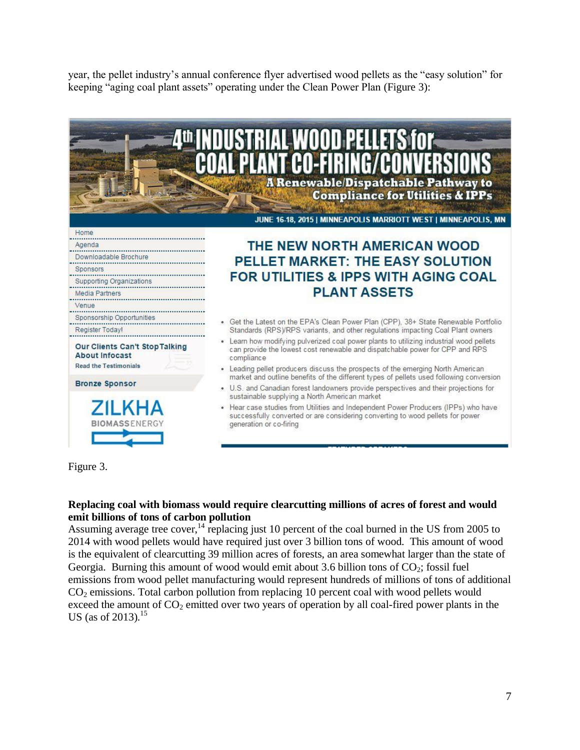year, the pellet industry's annual conference flyer advertised wood pellets as the "easy solution" for keeping "aging coal plant assets" operating under the Clean Power Plan (Figure 3):

**4th INDUSTRIAL WOOD PELLETS for COAL PLANT CO-FIRING/CONVERSIONS**

**A Renewable/Dispatchable Pathway to Compliance for Utilities & IPPs**

JUNE 16-18, 2015 | MINNEAPOLIS MARRIOTT WEST | MINNEAPOLIS, MN

- Home
- Agenda
- Downloadable Brochure
- Sponsors
- Supporting Organizations
- Media Partners
- Venue
- Sponsorship Opportunities
- Register Today!

**Our Clients Can't Stop Talking About Infocast**

Read the Testimonials

**Bronze Sponsor**

ZILKHA BIOMASS ENERGY

**THE NEW NORTH AMERICAN WOOD PELLET MARKET: THE EASY SOLUTION FOR UTILITIES & IPPS WITH AGING COAL PLANT ASSETS**

- Get the Latest on the EPA's Clean Power Plan (CPP), 38+ State Renewable Portfolio Standards (RPS)/RPS variants, and other regulations impacting Coal Plant owners
- Learn how modifying pulverized coal power plants to utilizing industrial wood pellets can provide the lowest cost renewable and dispatchable power for CPP and RPS compliance
- Leading pellet producers discuss the prospects of the emerging North American market and outline benefits of the different types of pellets used following conversion
- U.S. and Canadian forest landowners provide perspectives and their projections for sustainable supplying a North American market
- Hear case studies from Utilities and Independent Power Producers (IPPs) who have successfully converted or are considering converting to wood pellets for power generation or co-firing

Figure 3.

**Replacing coal with biomass would require clearcutting millions of acres of forest and would emit billions of tons of carbon pollution**

Assuming average tree cover,[14] replacing just 10 percent of the coal burned in the US from 2005 to 2014 with wood pellets would have required just over 3 billion tons of wood. This amount of wood is the equivalent of clearcutting 39 million acres of forests, an area somewhat larger than the state of Georgia. Burning this amount of wood would emit about 3.6 billion tons of $CO_2$; fossil fuel emissions from wood pellet manufacturing would represent hundreds of millions of tons of additional $CO_2$ emissions. Total carbon pollution from replacing 10 percent coal with wood pellets would exceed the amount of $CO_2$ emitted over two years of operation by all coal-fired power plants in the US (as of 2013).[15]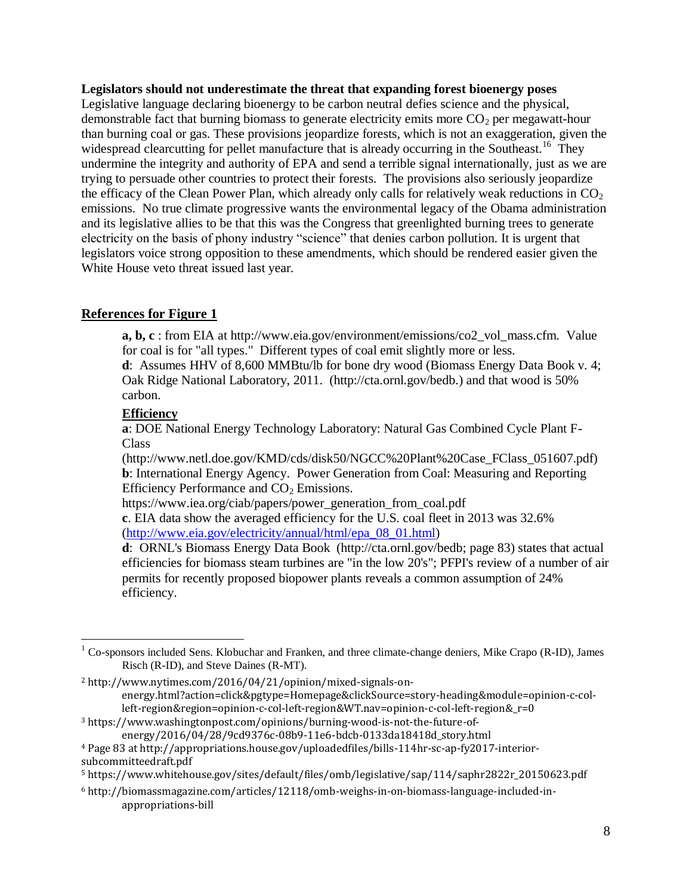**Legislators should not underestimate the threat that expanding forest bioenergy poses**

Legislative language declaring bioenergy to be carbon neutral defies science and the physical, demonstrable fact that burning biomass to generate electricity emits more $CO_2$ per megawatt-hour than burning coal or gas. These provisions jeopardize forests, which is not an exaggeration, given the widespread clearcutting for pellet manufacture that is already occurring in the Southeast.[16] They undermine the integrity and authority of EPA and send a terrible signal internationally, just as we are trying to persuade other countries to protect their forests. The provisions also seriously jeopardize the efficacy of the Clean Power Plan, which already only calls for relatively weak reductions in $CO_2$ emissions. No true climate progressive wants the environmental legacy of the Obama administration and its legislative allies to be that this was the Congress that greenlighted burning trees to generate electricity on the basis of phony industry "science" that denies carbon pollution. It is urgent that legislators voice strong opposition to these amendments, which should be rendered easier given the White House veto threat issued last year.

## References for Figure 1

**a, b, c** : from EIA at http://www.eia.gov/environment/emissions/co2_vol_mass.cfm. Value for coal is for "all types." Different types of coal emit slightly more or less.

**d**: Assumes HHV of 8,600 MMBtu/lb for bone dry wood (Biomass Energy Data Book v. 4; Oak Ridge National Laboratory, 2011. (http://cta.ornl.gov/bedb.) and that wood is 50% carbon.

### Efficiency

**a**: DOE National Energy Technology Laboratory: Natural Gas Combined Cycle Plant F-Class (http://www.netl.doe.gov/KMD/cds/disk50/NGCC%20Plant%20Case_FClass_051607.pdf)

**b**: International Energy Agency. Power Generation from Coal: Measuring and Reporting Efficiency Performance and $CO_2$ Emissions. https://www.iea.org/ciab/papers/power_generation_from_coal.pdf

**c**. EIA data show the averaged efficiency for the U.S. coal fleet in 2013 was 32.6% (http://www.eia.gov/electricity/annual/html/epa_08_01.html)

**d**: ORNL's Biomass Energy Data Book (http://cta.ornl.gov/bedb; page 83) states that actual efficiencies for biomass steam turbines are "in the low 20's"; PFPI's review of a number of air permits for recently proposed biopower plants reveals a common assumption of 24% efficiency.

---

[1] Co-sponsors included Sens. Klobuchar and Franken, and three climate-change deniers, Mike Crapo (R-ID), James Risch (R-ID), and Steve Daines (R-MT).

[2] http://www.nytimes.com/2016/04/21/opinion/mixed-signals-on-energy.html?action=click&pgtype=Homepage&clickSource=story-heading&module=opinion-c-col-left-region&region=opinion-c-col-left-region&WT.nav=opinion-c-col-left-region&_r=0

[3] https://www.washingtonpost.com/opinions/burning-wood-is-not-the-future-of-energy/2016/04/28/9cd9376c-08b9-11e6-bdcb-0133da18418d_story.html

[4] Page 83 at http://appropriations.house.gov/uploadedfiles/bills-114hr-sc-ap-fy2017-interior-subcommitteedraft.pdf

[5] https://www.whitehouse.gov/sites/default/files/omb/legislative/sap/114/saphr2822r_20150623.pdf

[6] http://biomassmagazine.com/articles/12118/omb-weighs-in-on-biomass-language-included-in-appropriations-bill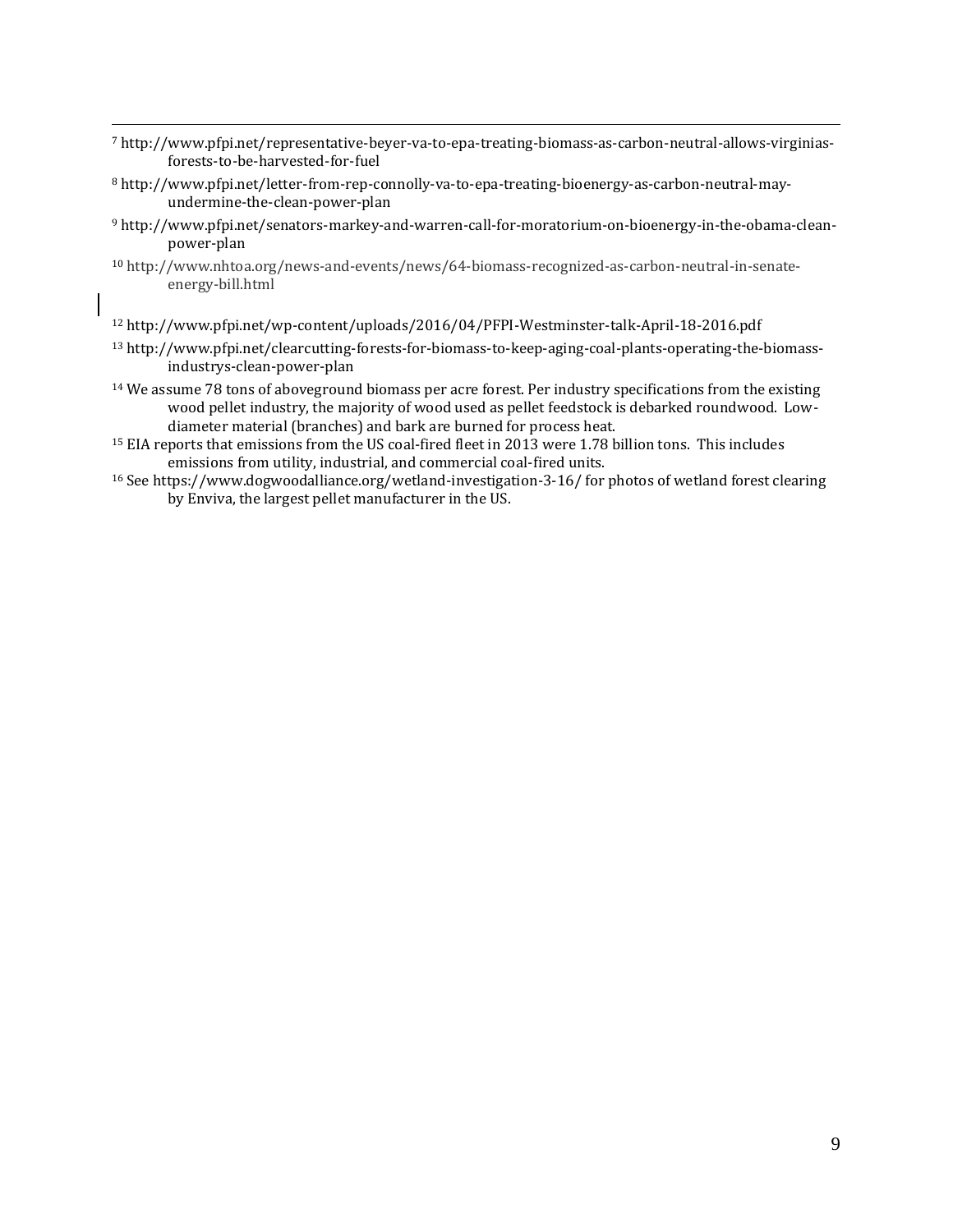[7] http://www.pfpi.net/representative-beyer-va-to-epa-treating-biomass-as-carbon-neutral-allows-virginias-forests-to-be-harvested-for-fuel

[8] http://www.pfpi.net/letter-from-rep-connolly-va-to-epa-treating-bioenergy-as-carbon-neutral-may-undermine-the-clean-power-plan

[9] http://www.pfpi.net/senators-markey-and-warren-call-for-moratorium-on-bioenergy-in-the-obama-clean-power-plan

[10] http://www.nhtoa.org/news-and-events/news/64-biomass-recognized-as-carbon-neutral-in-senate-energy-bill.html

[12] http://www.pfpi.net/wp-content/uploads/2016/04/PFPI-Westminster-talk-April-18-2016.pdf

[13] http://www.pfpi.net/clearcutting-forests-for-biomass-to-keep-aging-coal-plants-operating-the-biomass-industrys-clean-power-plan

[14] We assume 78 tons of aboveground biomass per acre forest. Per industry specifications from the existing wood pellet industry, the majority of wood used as pellet feedstock is debarked roundwood. Low-diameter material (branches) and bark are burned for process heat.

[15] EIA reports that emissions from the US coal-fired fleet in 2013 were 1.78 billion tons. This includes emissions from utility, industrial, and commercial coal-fired units.

[16] See https://www.dogwoodalliance.org/wetland-investigation-3-16/ for photos of wetland forest clearing by Enviva, the largest pellet manufacturer in the US.